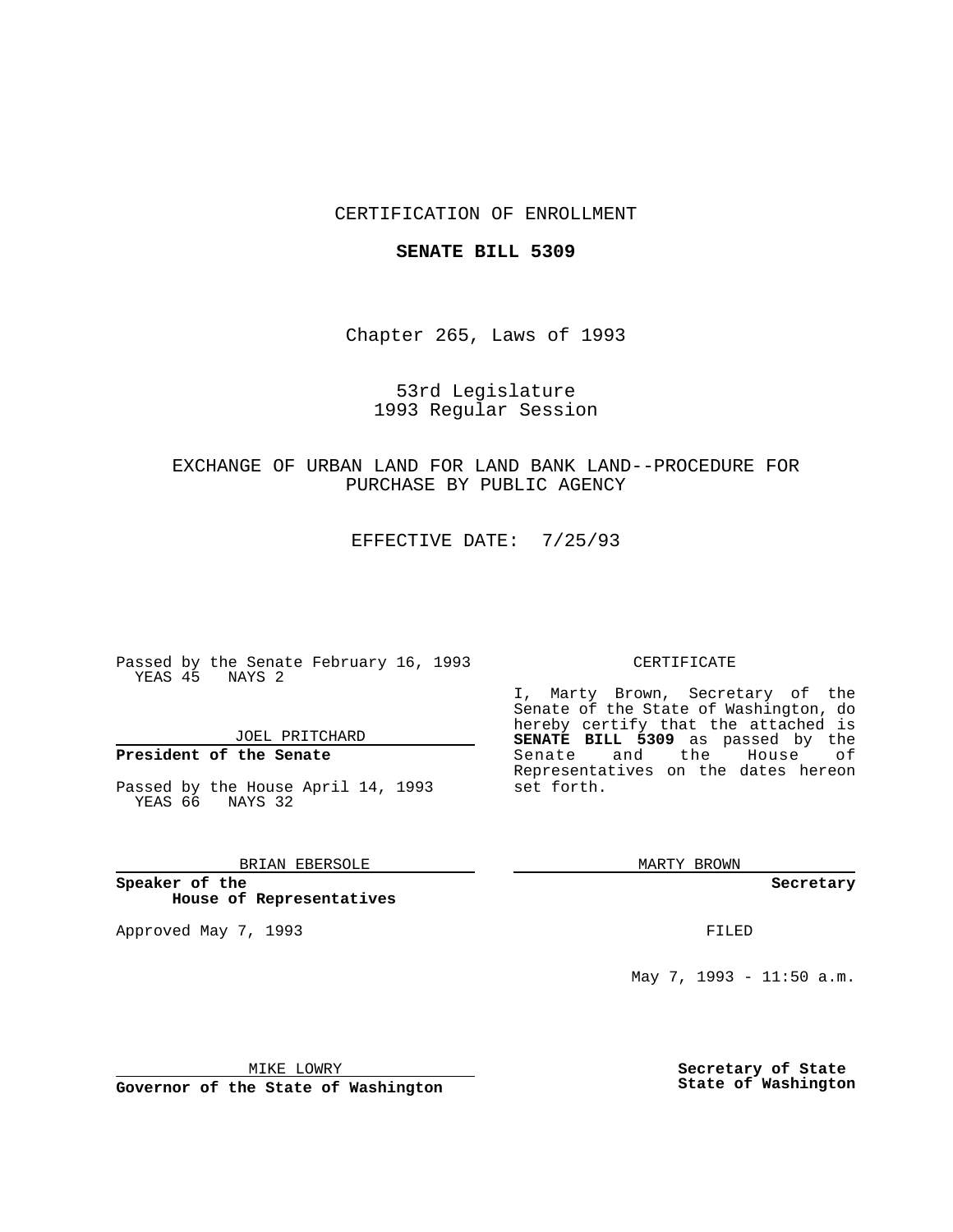CERTIFICATION OF ENROLLMENT

**SENATE BILL 5309**

Chapter 265, Laws of 1993

53rd Legislature
1993 Regular Session

EXCHANGE OF URBAN LAND FOR LAND BANK LAND--PROCEDURE FOR PURCHASE BY PUBLIC AGENCY

EFFECTIVE DATE: 7/25/93

Passed by the Senate February 16, 1993
YEAS 45 NAYS 2

JOEL PRITCHARD

**President of the Senate**

Passed by the House April 14, 1993
YEAS 66 NAYS 32

BRIAN EBERSOLE

**Speaker of the House of Representatives**

Approved May 7, 1993

MIKE LOWRY

**Governor of the State of Washington**

CERTIFICATE

I, Marty Brown, Secretary of the Senate of the State of Washington, do hereby certify that the attached is **SENATE BILL 5309** as passed by the Senate and the House of Representatives on the dates hereon set forth.

MARTY BROWN

**Secretary**

FILED

May 7, 1993 - 11:50 a.m.

**Secretary of State**
**State of Washington**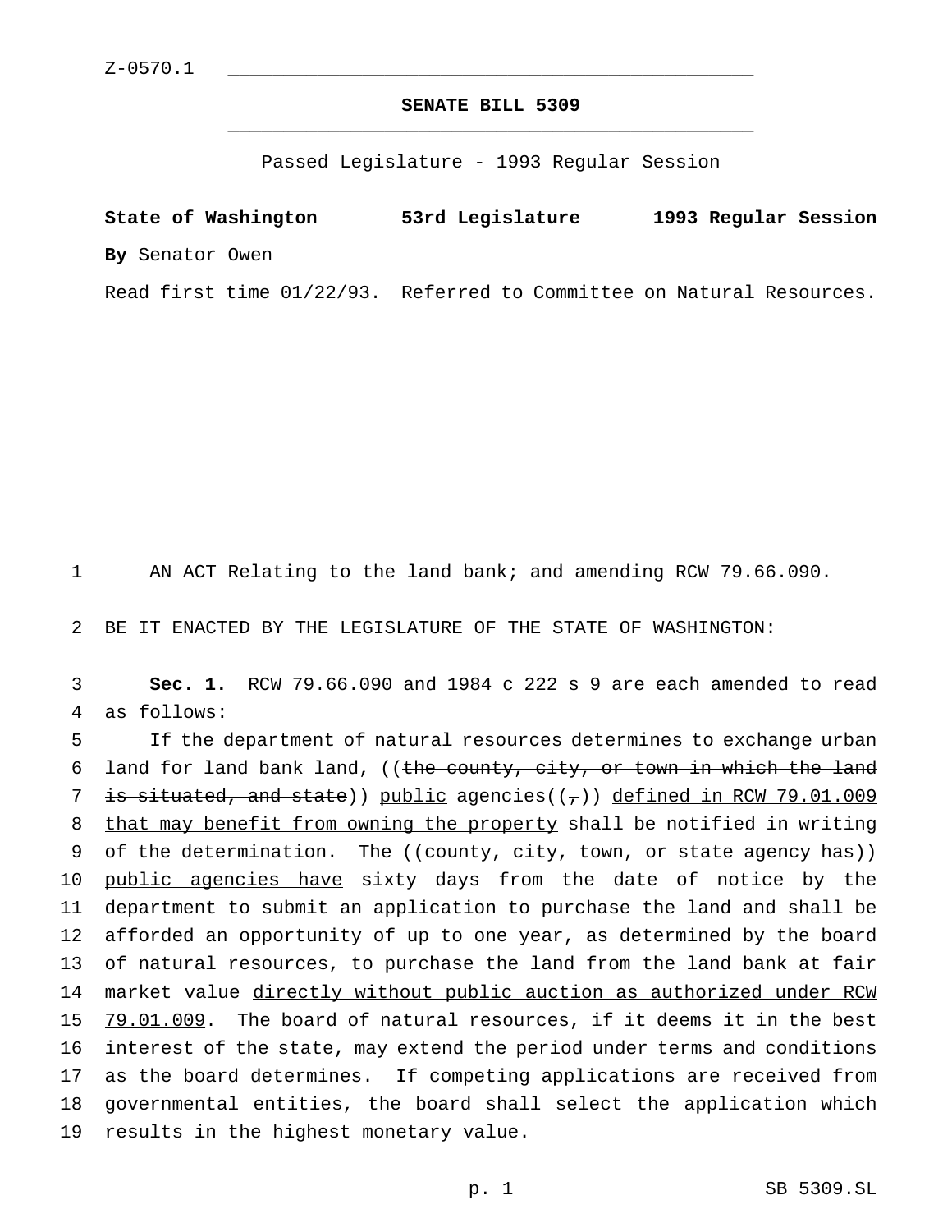Z-0570.1

**SENATE BILL 5309**

Passed Legislature - 1993 Regular Session

**State of Washington 53rd Legislature 1993 Regular Session**

**By** Senator Owen

Read first time 01/22/93. Referred to Committee on Natural Resources.

1 AN ACT Relating to the land bank; and amending RCW 79.66.090.

2 BE IT ENACTED BY THE LEGISLATURE OF THE STATE OF WASHINGTON:

3 **Sec. 1.** RCW 79.66.090 and 1984 c 222 s 9 are each amended to read
4 as follows:

5 If the department of natural resources determines to exchange urban
6 land for land bank land, ((~~the county, city, or town in which the land~~
7 ~~is situated, and state~~)) public agencies((~~,~~)) defined in RCW 79.01.009
8 that may benefit from owning the property shall be notified in writing
9 of the determination. The ((~~county, city, town, or state agency has~~))
10 public agencies have sixty days from the date of notice by the
11 department to submit an application to purchase the land and shall be
12 afforded an opportunity of up to one year, as determined by the board
13 of natural resources, to purchase the land from the land bank at fair
14 market value directly without public auction as authorized under RCW
15 79.01.009. The board of natural resources, if it deems it in the best
16 interest of the state, may extend the period under terms and conditions
17 as the board determines. If competing applications are received from
18 governmental entities, the board shall select the application which
19 results in the highest monetary value.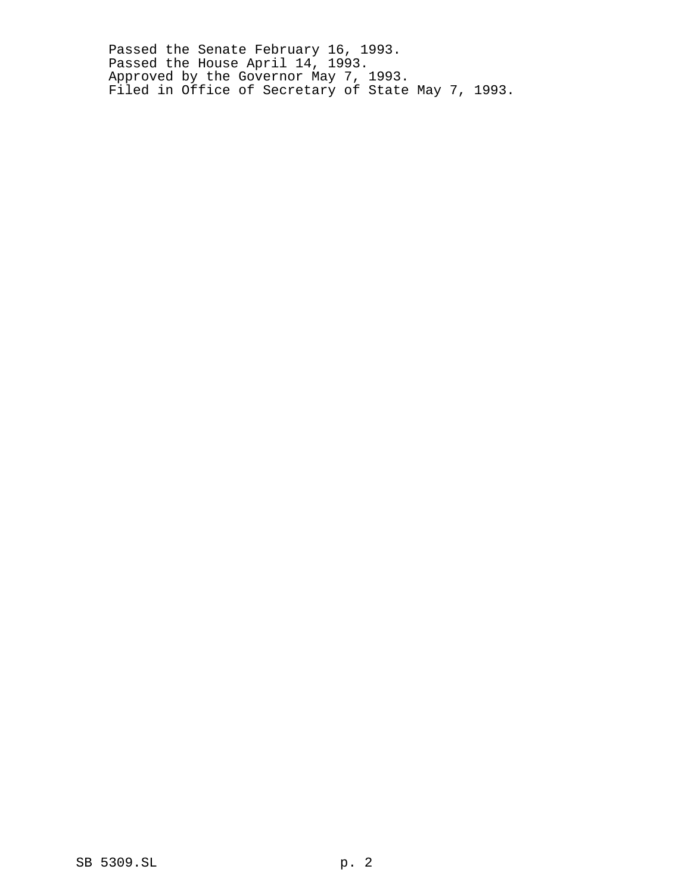Passed the Senate February 16, 1993.
Passed the House April 14, 1993.
Approved by the Governor May 7, 1993.
Filed in Office of Secretary of State May 7, 1993.